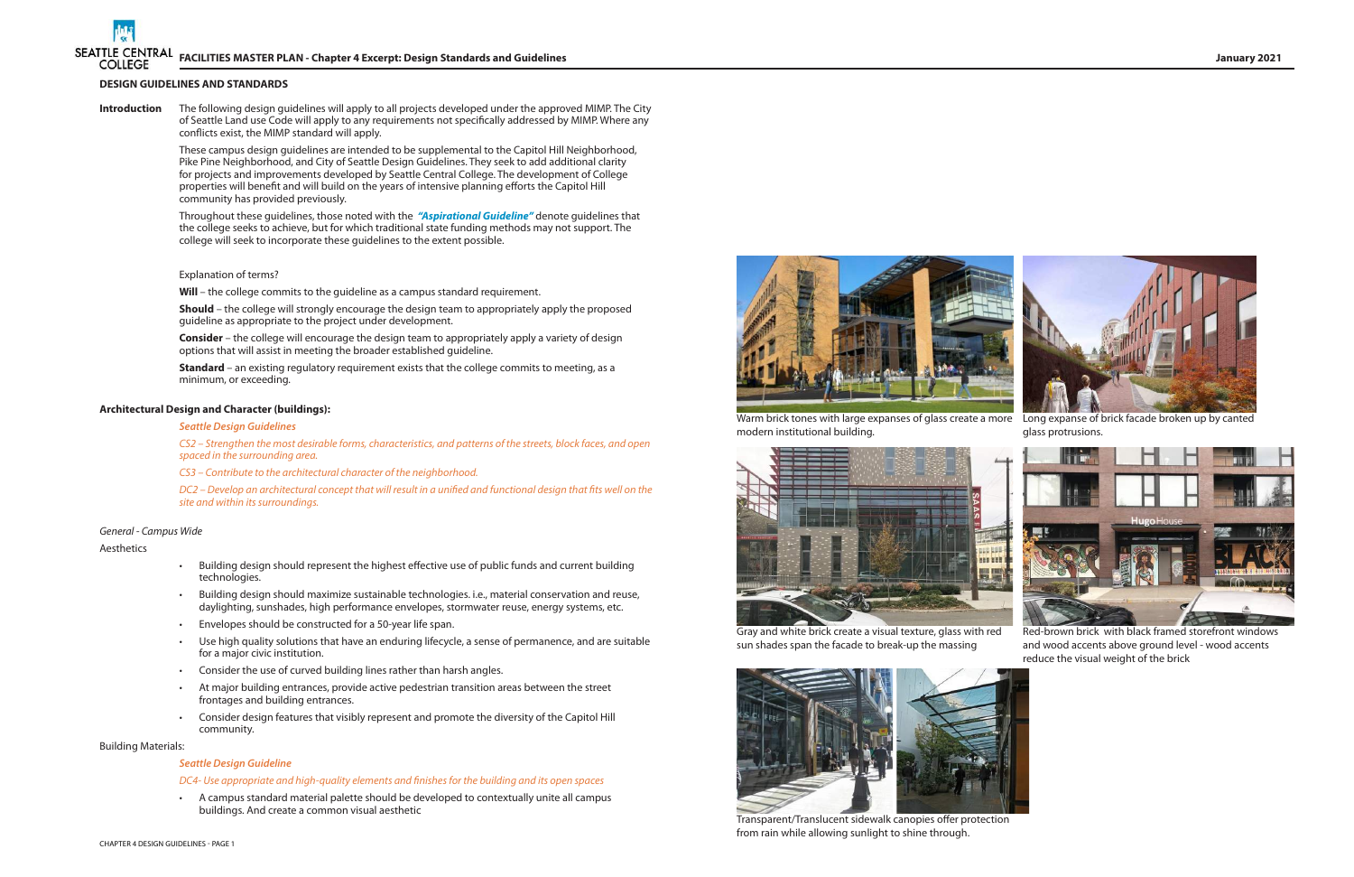## DESIGN GUIDELINES AND STANDARDS

**Introduction** The following design guidelines will apply to all projects developed under the approved MIMP. The City of Seattle Land use Code will apply to any requirements not specifically addressed by MIMP. Where any conflicts exist, the MIMP standard will apply.

These campus design guidelines are intended to be supplemental to the Capitol Hill Neighborhood, Pike Pine Neighborhood, and City of Seattle Design Guidelines. They seek to add additional clarity for projects and improvements developed by Seattle Central College. The development of College properties will benefit and will build on the years of intensive planning efforts the Capitol Hill community has provided previously.

Throughout these guidelines, those noted with the ***"Aspirational Guideline"*** denote guidelines that the college seeks to achieve, but for which traditional state funding methods may not support. The college will seek to incorporate these guidelines to the extent possible.

Explanation of terms?

**Will** – the college commits to the guideline as a campus standard requirement.

**Should** – the college will strongly encourage the design team to appropriately apply the proposed guideline as appropriate to the project under development.

**Consider** – the college will encourage the design team to appropriately apply a variety of design options that will assist in meeting the broader established guideline.

**Standard** – an existing regulatory requirement exists that the college commits to meeting, as a minimum, or exceeding.

### Architectural Design and Character (buildings):

***Seattle Design Guidelines***

*CS2 – Strengthen the most desirable forms, characteristics, and patterns of the streets, block faces, and open spaced in the surrounding area.*

*CS3 – Contribute to the architectural character of the neighborhood.*

*DC2 – Develop an architectural concept that will result in a unified and functional design that fits well on the site and within its surroundings.*

*General - Campus Wide*

Aesthetics

- Building design should represent the highest effective use of public funds and current building technologies.
- Building design should maximize sustainable technologies. i.e., material conservation and reuse, daylighting, sunshades, high performance envelopes, stormwater reuse, energy systems, etc.
- Envelopes should be constructed for a 50-year life span.
- Use high quality solutions that have an enduring lifecycle, a sense of permanence, and are suitable for a major civic institution.
- Consider the use of curved building lines rather than harsh angles.
- At major building entrances, provide active pedestrian transition areas between the street frontages and building entrances.
- Consider design features that visibly represent and promote the diversity of the Capitol Hill community.

Building Materials:

***Seattle Design Guideline***

*DC4- Use appropriate and high-quality elements and finishes for the building and its open spaces*

- A campus standard material palette should be developed to contextually unite all campus buildings. And create a common visual aesthetic

Warm brick tones with large expanses of glass create a more modern institutional building.

Long expanse of brick facade broken up by canted glass protrusions.

Gray and white brick create a visual texture, glass with red sun shades span the facade to break-up the massing

Red-brown brick with black framed storefront windows and wood accents above ground level - wood accents reduce the visual weight of the brick

Transparent/Translucent sidewalk canopies offer protection from rain while allowing sunlight to shine through.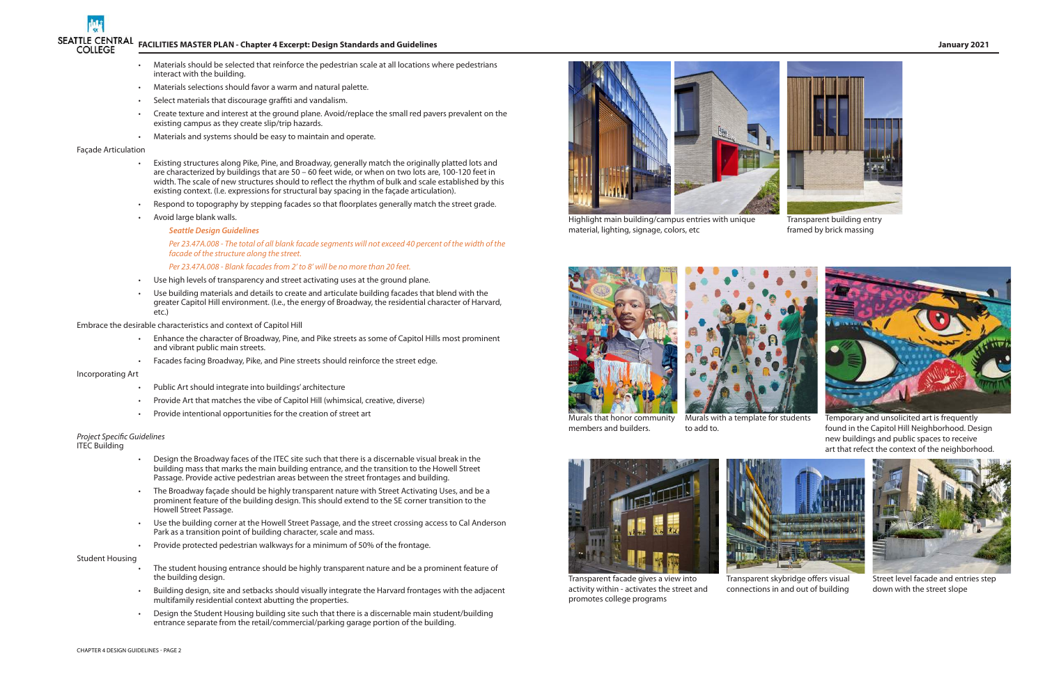- Materials should be selected that reinforce the pedestrian scale at all locations where pedestrians interact with the building.
- Materials selections should favor a warm and natural palette.
- Select materials that discourage graffiti and vandalism.
- Create texture and interest at the ground plane. Avoid/replace the small red pavers prevalent on the existing campus as they create slip/trip hazards.
- Materials and systems should be easy to maintain and operate.

Façade Articulation

- Existing structures along Pike, Pine, and Broadway, generally match the originally platted lots and are characterized by buildings that are 50 – 60 feet wide, or when on two lots are, 100-120 feet in width. The scale of new structures should to reflect the rhythm of bulk and scale established by this existing context. (I.e. expressions for structural bay spacing in the façade articulation).
- Respond to topography by stepping facades so that floorplates generally match the street grade.
- Avoid large blank walls.

  ***Seattle Design Guidelines***

  *Per 23.47A.008 - The total of all blank facade segments will not exceed 40 percent of the width of the facade of the structure along the street.*

  *Per 23.47A.008 - Blank facades from 2' to 8' will be no more than 20 feet.*

- Use high levels of transparency and street activating uses at the ground plane.
- Use building materials and details to create and articulate building facades that blend with the greater Capitol Hill environment. (I.e., the energy of Broadway, the residential character of Harvard, etc.)

Embrace the desirable characteristics and context of Capitol Hill

- Enhance the character of Broadway, Pine, and Pike streets as some of Capitol Hills most prominent and vibrant public main streets.
- Facades facing Broadway, Pike, and Pine streets should reinforce the street edge.

Incorporating Art

- Public Art should integrate into buildings' architecture
- Provide Art that matches the vibe of Capitol Hill (whimsical, creative, diverse)
- Provide intentional opportunities for the creation of street art

*Project Specific Guidelines*

ITEC Building

- Design the Broadway faces of the ITEC site such that there is a discernable visual break in the building mass that marks the main building entrance, and the transition to the Howell Street Passage. Provide active pedestrian areas between the street frontages and building.
- The Broadway façade should be highly transparent nature with Street Activating Uses, and be a prominent feature of the building design. This should extend to the SE corner transition to the Howell Street Passage.
- Use the building corner at the Howell Street Passage, and the street crossing access to Cal Anderson Park as a transition point of building character, scale and mass.
- Provide protected pedestrian walkways for a minimum of 50% of the frontage.

Student Housing

- The student housing entrance should be highly transparent nature and be a prominent feature of the building design.
- Building design, site and setbacks should visually integrate the Harvard frontages with the adjacent multifamily residential context abutting the properties.
- Design the Student Housing building site such that there is a discernable main student/building entrance separate from the retail/commercial/parking garage portion of the building.

Highlight main building/campus entries with unique material, lighting, signage, colors, etc

Transparent building entry framed by brick massing

Murals that honor community members and builders.

Murals with a template for students to add to.

Temporary and unsolicited art is frequently found in the Capitol Hill Neighborhood. Design new buildings and public spaces to receive art that refect the context of the neighborhood.

Transparent facade gives a view into activity within - activates the street and promotes college programs

Transparent skybridge offers visual connections in and out of building

Street level facade and entries step down with the street slope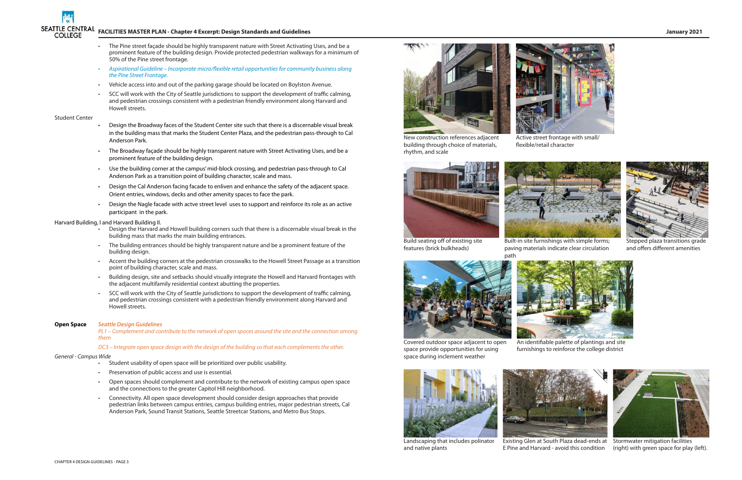- The Pine street façade should be highly transparent nature with Street Activating Uses, and be a prominent feature of the building design. Provide protected pedestrian walkways for a minimum of 50% of the Pine street frontage.
- *Aspirational Guideline – Incorporate micro/flexible retail opportunities for community business along the Pine Street Frontage.*
- Vehicle access into and out of the parking garage should be located on Boylston Avenue.
- SCC will work with the City of Seattle jurisdictions to support the development of traffic calming, and pedestrian crossings consistent with a pedestrian friendly environment along Harvard and Howell streets.

Student Center

- Design the Broadway faces of the Student Center site such that there is a discernable visual break in the building mass that marks the Student Center Plaza, and the pedestrian pass-through to Cal Anderson Park.
- The Broadway façade should be highly transparent nature with Street Activating Uses, and be a prominent feature of the building design.
- Use the building corner at the campus' mid-block crossing, and pedestrian pass-through to Cal Anderson Park as a transition point of building character, scale and mass.
- Design the Cal Anderson facing facade to enliven and enhance the safety of the adjacent space. Orient entries, windows, decks and other amenity spaces to face the park.
- Design the Nagle facade with actve street level uses to support and reinforce its role as an active participant in the park.

Harvard Building, I and Harvard Building II.

- Design the Harvard and Howell building corners such that there is a discernable visual break in the building mass that marks the main building entrances.
- The building entrances should be highly transparent nature and be a prominent feature of the building design.
- Accent the building corners at the pedestrian crosswalks to the Howell Street Passage as a transition point of building character, scale and mass.
- Building design, site and setbacks should visually integrate the Howell and Harvard frontages with the adjacent multifamily residential context abutting the properties.
- SCC will work with the City of Seattle jurisdictions to support the development of traffic calming, and pedestrian crossings consistent with a pedestrian friendly environment along Harvard and Howell streets.

**Open Space** *Seattle Design Guidelines*

*PL1 – Complement and contribute to the network of open spaces around the site and the connection among them*

*DC3 – Integrate open space design with the design of the building so that each complements the other.*

*General - Campus Wide*

- Student usability of open space will be prioritized over public usability.
- Preservation of public access and use is essential.
- Open spaces should complement and contribute to the network of existing campus open space and the connections to the greater Capitol Hill neighborhood.
- Connectivity. All open space development should consider design approaches that provide pedestrian links between campus entries, campus building entries, major pedestrian streets, Cal Anderson Park, Sound Transit Stations, Seattle Streetcar Stations, and Metro Bus Stops.

New construction references adjacent building through choice of materials, rhythm, and scale

Active street frontage with small/ flexible/retail character

Build seating off of existing site features (brick bulkheads)

Built-in site furnishings with simple forms; paving materials indicate clear circulation path

Stepped plaza transitions grade and offers different amenities

Covered outdoor space adjacent to open space provide opportunities for using space during inclement weather

An identifiable palette of plantings and site furnishings to reinforce the college district

Landscaping that includes polinator and native plants

Existing Glen at South Plaza dead-ends at E Pine and Harvard - avoid this condition

Stormwater mitigation facilities (right) with green space for play (left).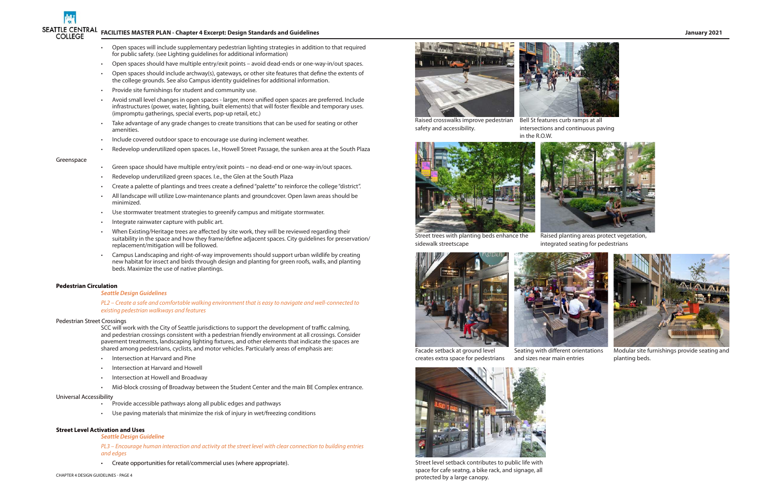- Open spaces will include supplementary pedestrian lighting strategies in addition to that required for public safety. (see Lighting guidelines for additional information)
- Open spaces should have multiple entry/exit points – avoid dead-ends or one-way-in/out spaces.
- Open spaces should include archway(s), gateways, or other site features that define the extents of the college grounds. See also Campus identity guidelines for additional information.
- Provide site furnishings for student and community use.
- Avoid small level changes in open spaces - larger, more unified open spaces are preferred. Include infrastructures (power, water, lighting, built elements) that will foster flexible and temporary uses. (impromptu gatherings, special everts, pop-up retail, etc.)
- Take advantage of any grade changes to create transitions that can be used for seating or other amenities.
- Include covered outdoor space to encourage use during inclement weather.
- Redevelop underutilized open spaces. I.e., Howell Street Passage, the sunken area at the South Plaza

Greenspace

- Green space should have multiple entry/exit points – no dead-end or one-way-in/out spaces.
- Redevelop underutilized green spaces. I.e., the Glen at the South Plaza
- Create a palette of plantings and trees create a defined "palette" to reinforce the college "district".
- All landscape will utilize Low-maintenance plants and groundcover. Open lawn areas should be minimized.
- Use stormwater treatment strategies to greenify campus and mitigate stormwater.
- Integrate rainwater capture with public art.
- When Existing/Heritage trees are affected by site work, they will be reviewed regarding their suitability in the space and how they frame/define adjacent spaces. City guidelines for preservation/replacement/mitigation will be followed.
- Campus Landscaping and right-of-way improvements should support urban wildlife by creating new habitat for insect and birds through design and planting for green roofs, walls, and planting beds. Maximize the use of native plantings.

**Pedestrian Circulation**

*Seattle Design Guidelines*

*PL2 – Create a safe and comfortable walking environment that is easy to navigate and well-connected to existing pedestrian walkways and features*

Pedestrian Street Crossings

SCC will work with the City of Seattle jurisdictions to support the development of traffic calming, and pedestrian crossings consistent with a pedestrian friendly environment at all crossings. Consider pavement treatments, landscaping lighting fixtures, and other elements that indicate the spaces are shared among pedestrians, cyclists, and motor vehicles. Particularly areas of emphasis are:

- Intersection at Harvard and Pine
- Intersection at Harvard and Howell
- Intersection at Howell and Broadway
- Mid-block crossing of Broadway between the Student Center and the main BE Complex entrance.

Universal Accessibility

- Provide accessible pathways along all public edges and pathways
- Use paving materials that minimize the risk of injury in wet/freezing conditions

**Street Level Activation and Uses**

*Seattle Design Guideline*

*PL3 – Encourage human interaction and activity at the street level with clear connection to building entries and edges*

- Create opportunities for retail/commercial uses (where appropriate).

Raised crosswalks improve pedestrian safety and accessibility.

Bell St features curb ramps at all intersections and continuous paving in the R.O.W.

Street trees with planting beds enhance the sidewalk streetscape

Raised planting areas protect vegetation, integrated seating for pedestrians

Facade setback at ground level creates extra space for pedestrians

Seating with different orientations and sizes near main entries

Modular site furnishings provide seating and planting beds.

Street level setback contributes to public life with space for cafe seatng, a bike rack, and signage, all protected by a large canopy.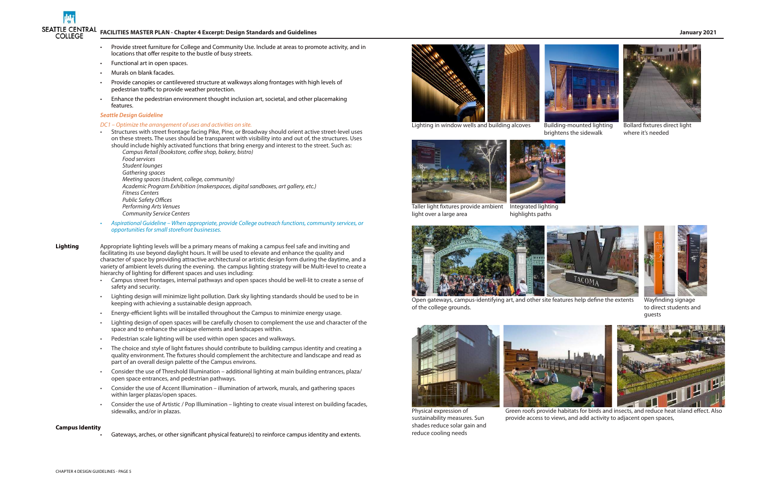- Provide street furniture for College and Community Use. Include at areas to promote activity, and in locations that offer respite to the bustle of busy streets.
- Functional art in open spaces.
- Murals on blank facades.
- Provide canopies or cantilevered structure at walkways along frontages with high levels of pedestrian traffic to provide weather protection.
- Enhance the pedestrian environment thought inclusion art, societal, and other placemaking features.

*Seattle Design Guideline*

*DC1 – Optimize the arrangement of uses and activities on site.*

- Structures with street frontage facing Pike, Pine, or Broadway should orient active street-level uses on these streets. The uses should be transparent with visibility into and out of, the structures. Uses should include highly activated functions that bring energy and interest to the street. Such as:
  - *Campus Retail (bookstore, coffee shop, bakery, bistro)*
  - *Food services*
  - *Student lounges*
  - *Gathering spaces*
  - *Meeting spaces (student, college, community)*
  - *Academic Program Exhibition (makerspaces, digital sandboxes, art gallery, etc.)*
  - *Fitness Centers*
  - *Public Safety Offices*
  - *Performing Arts Venues*
  - *Community Service Centers*
- *Aspirational Guideline – When appropriate, provide College outreach functions, community services, or opportunities for small storefront businesses.*

**Lighting**

Appropriate lighting levels will be a primary means of making a campus feel safe and inviting and facilitating its use beyond daylight hours. It will be used to elevate and enhance the quality and character of space by providing attractive architectural or artistic design form during the daytime, and a variety of ambient levels during the evening. the campus lighting strategy will be Multi-level to create a hierarchy of lighting for different spaces and uses including:

- Campus street frontages, internal pathways and open spaces should be well-lit to create a sense of safety and security.
- Lighting design will minimize light pollution. Dark sky lighting standards should be used to be in keeping with achieving a sustainable design approach.
- Energy-efficient lights will be installed throughout the Campus to minimize energy usage.
- Lighting design of open spaces will be carefully chosen to complement the use and character of the space and to enhance the unique elements and landscapes within.
- Pedestrian scale lighting will be used within open spaces and walkways.
- The choice and style of light fixtures should contribute to building campus identity and creating a quality environment. The fixtures should complement the architecture and landscape and read as part of an overall design palette of the Campus environs.
- Consider the use of Threshold Illumination – additional lighting at main building entrances, plaza/ open space entrances, and pedestrian pathways.
- Consider the use of Accent Illumination – illumination of artwork, murals, and gathering spaces within larger plazas/open spaces.
- Consider the use of Artistic / Pop Illumination – lighting to create visual interest on building facades, sidewalks, and/or in plazas.

**Campus Identity**

- Gateways, arches, or other significant physical feature(s) to reinforce campus identity and extents.

Lighting in window wells and building alcoves

Building-mounted lighting brightens the sidewalk

Bollard fixtures direct light where it's needed

Taller light fixtures provide ambient light over a large area

Integrated lighting highlights paths

Open gateways, campus-identifying art, and other site features help define the extents of the college grounds.

Wayfinding signage to direct students and guests

Physical expression of sustainability measures. Sun shades reduce solar gain and reduce cooling needs

Green roofs provide habitats for birds and insects, and reduce heat island effect. Also provide access to views, and add activity to adjacent open spaces,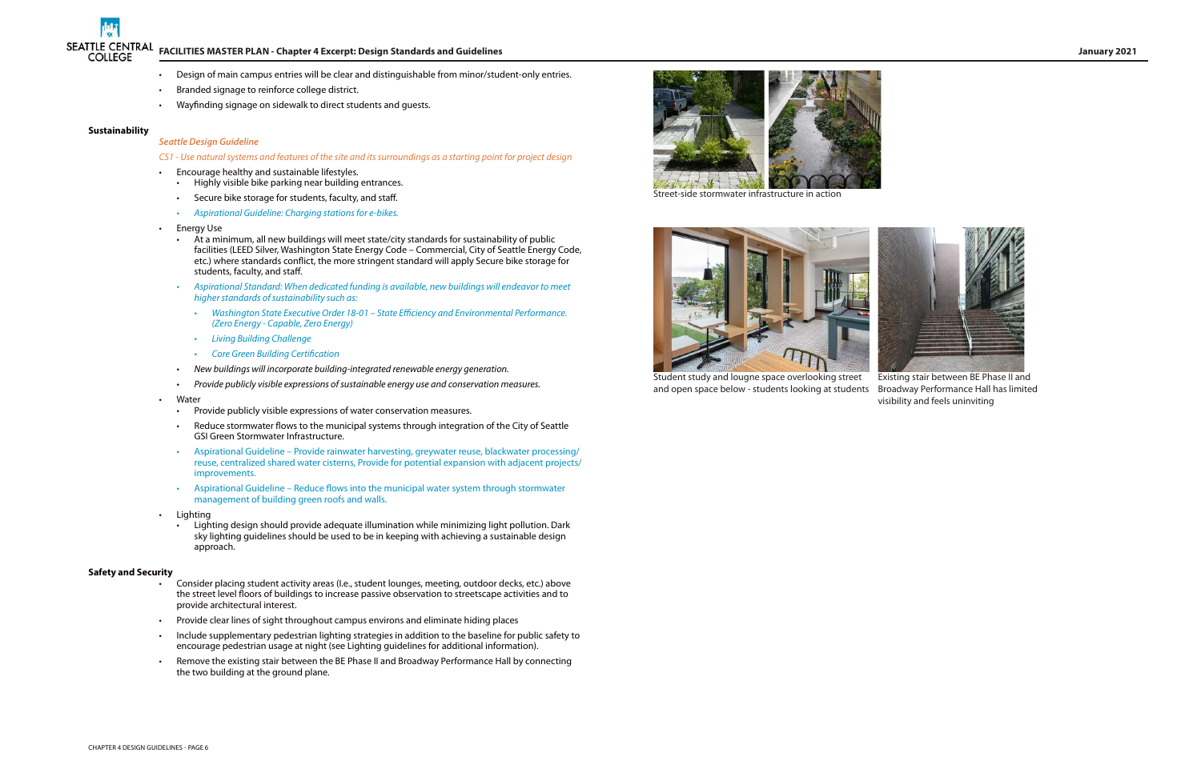- Design of main campus entries will be clear and distinguishable from minor/student-only entries.
- Branded signage to reinforce college district.
- Wayfinding signage on sidewalk to direct students and guests.

**Sustainability**

*Seattle Design Guideline*

*CS1 - Use natural systems and features of the site and its surroundings as a starting point for project design*

- Encourage healthy and sustainable lifestyles.
  - Highly visible bike parking near building entrances.
  - Secure bike storage for students, faculty, and staff.
  - *Aspirational Guideline: Charging stations for e-bikes.*
- Energy Use
  - At a minimum, all new buildings will meet state/city standards for sustainability of public facilities (LEED Silver, Washington State Energy Code – Commercial, City of Seattle Energy Code, etc.) where standards conflict, the more stringent standard will apply Secure bike storage for students, faculty, and staff.
  - *Aspirational Standard: When dedicated funding is available, new buildings will endeavor to meet higher standards of sustainability such as:*
    - *Washington State Executive Order 18-01 – State Efficiency and Environmental Performance. (Zero Energy - Capable, Zero Energy)*
    - *Living Building Challenge*
    - *Core Green Building Certification*
  - *New buildings will incorporate building-integrated renewable energy generation.*
  - *Provide publicly visible expressions of sustainable energy use and conservation measures.*
- Water
  - Provide publicly visible expressions of water conservation measures.
  - Reduce stormwater flows to the municipal systems through integration of the City of Seattle GSI Green Stormwater Infrastructure.
  - Aspirational Guideline – Provide rainwater harvesting, greywater reuse, blackwater processing/ reuse, centralized shared water cisterns, Provide for potential expansion with adjacent projects/ improvements.
  - Aspirational Guideline – Reduce flows into the municipal water system through stormwater management of building green roofs and walls.
- Lighting
  - Lighting design should provide adequate illumination while minimizing light pollution. Dark sky lighting guidelines should be used to be in keeping with achieving a sustainable design approach.

**Safety and Security**

- Consider placing student activity areas (I.e., student lounges, meeting, outdoor decks, etc.) above the street level floors of buildings to increase passive observation to streetscape activities and to provide architectural interest.
- Provide clear lines of sight throughout campus environs and eliminate hiding places
- Include supplementary pedestrian lighting strategies in addition to the baseline for public safety to encourage pedestrian usage at night (see Lighting guidelines for additional information).
- Remove the existing stair between the BE Phase II and Broadway Performance Hall by connecting the two building at the ground plane.

Street-side stormwater infrastructure in action

Student study and lougne space overlooking street and open space below - students looking at students

Existing stair between BE Phase II and Broadway Performance Hall has limited visibility and feels uninviting